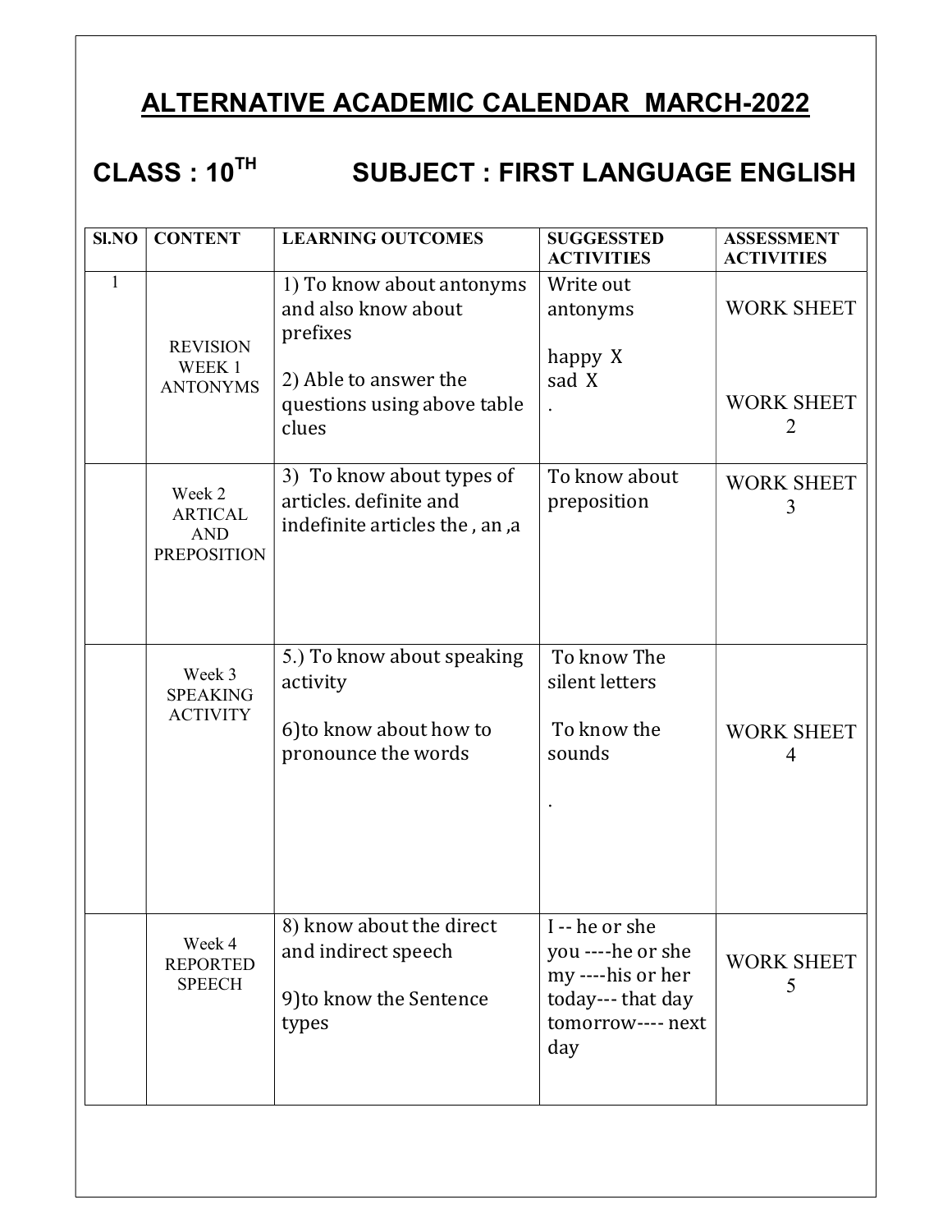# ALTERNATIVE ACADEMIC CALENDAR MARCH-2022

## CLASS : 10TH SUBJECT : FIRST LANGUAGE ENGLISH

| Sl.NO | CONTENT | LEARNING OUTCOMES | SUGGESSTED ACTIVITIES | ASSESSMENT ACTIVITIES |
|---|---|---|---|---|
| 1 | REVISION WEEK 1 ANTONYMS | 1) To know about antonyms and also know about prefixes<br><br>2) Able to answer the questions using above table clues | Write out antonyms<br><br>happy X<br>sad X<br>. | WORK SHEET<br><br>WORK SHEET 2 |
| | Week 2 ARTICAL AND PREPOSITION | 3) To know about types of articles. definite and indefinite articles the , an ,a | To know about preposition | WORK SHEET 3 |
| | Week 3 SPEAKING ACTIVITY | 5.) To know about speaking activity<br><br>6)to know about how to pronounce the words | To know The silent letters<br><br>To know the sounds<br><br>. | WORK SHEET 4 |
| | Week 4 REPORTED SPEECH | 8) know about the direct and indirect speech<br><br>9)to know the Sentence types | I -- he or she<br>you ----he or she<br>my ----his or her<br>today--- that day<br>tomorrow---- next day | WORK SHEET 5 |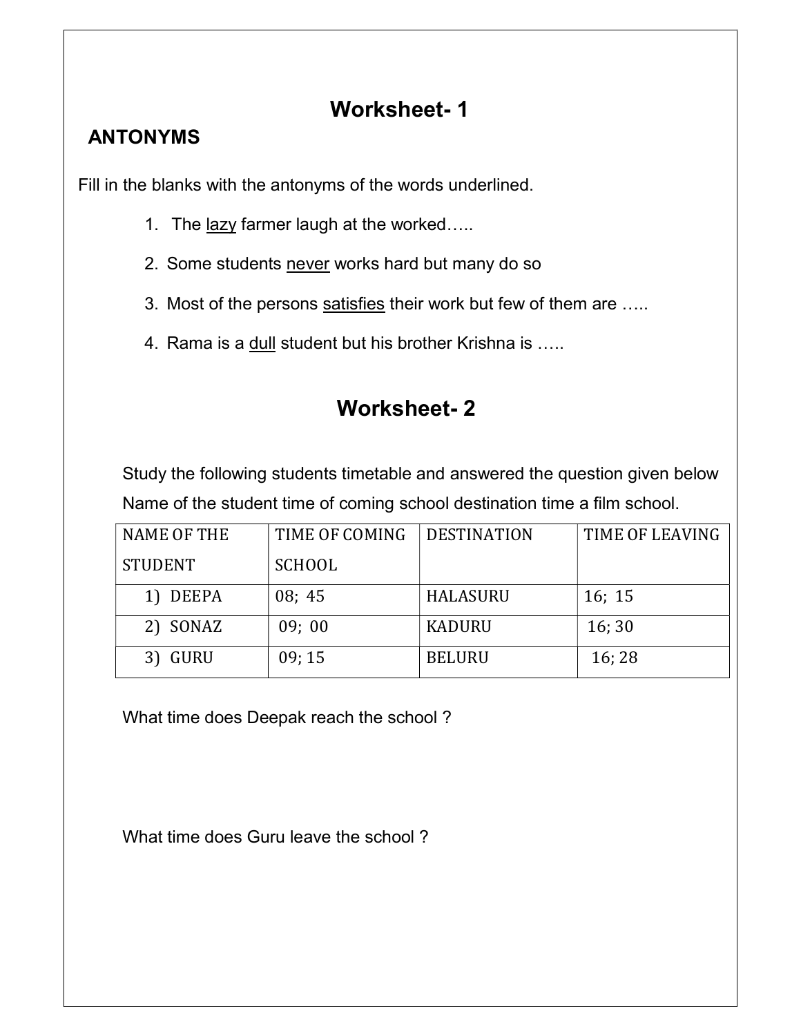# Worksheet- 1

## ANTONYMS

Fill in the blanks with the antonyms of the words underlined.

1. The <u>lazy</u> farmer laugh at the worked…..
2. Some students <u>never</u> works hard but many do so
3. Most of the persons <u>satisfies</u> their work but few of them are …..
4. Rama is a <u>dull</u> student but his brother Krishna is …..

# Worksheet- 2

Study the following students timetable and answered the question given below Name of the student time of coming school destination time a film school.

| NAME OF THE STUDENT | TIME OF COMING SCHOOL | DESTINATION | TIME OF LEAVING |
|---|---|---|---|
| 1) DEEPA | 08; 45 | HALASURU | 16; 15 |
| 2) SONAZ | 09; 00 | KADURU | 16; 30 |
| 3) GURU | 09; 15 | BELURU | 16; 28 |

What time does Deepak reach the school ?

What time does Guru leave the school ?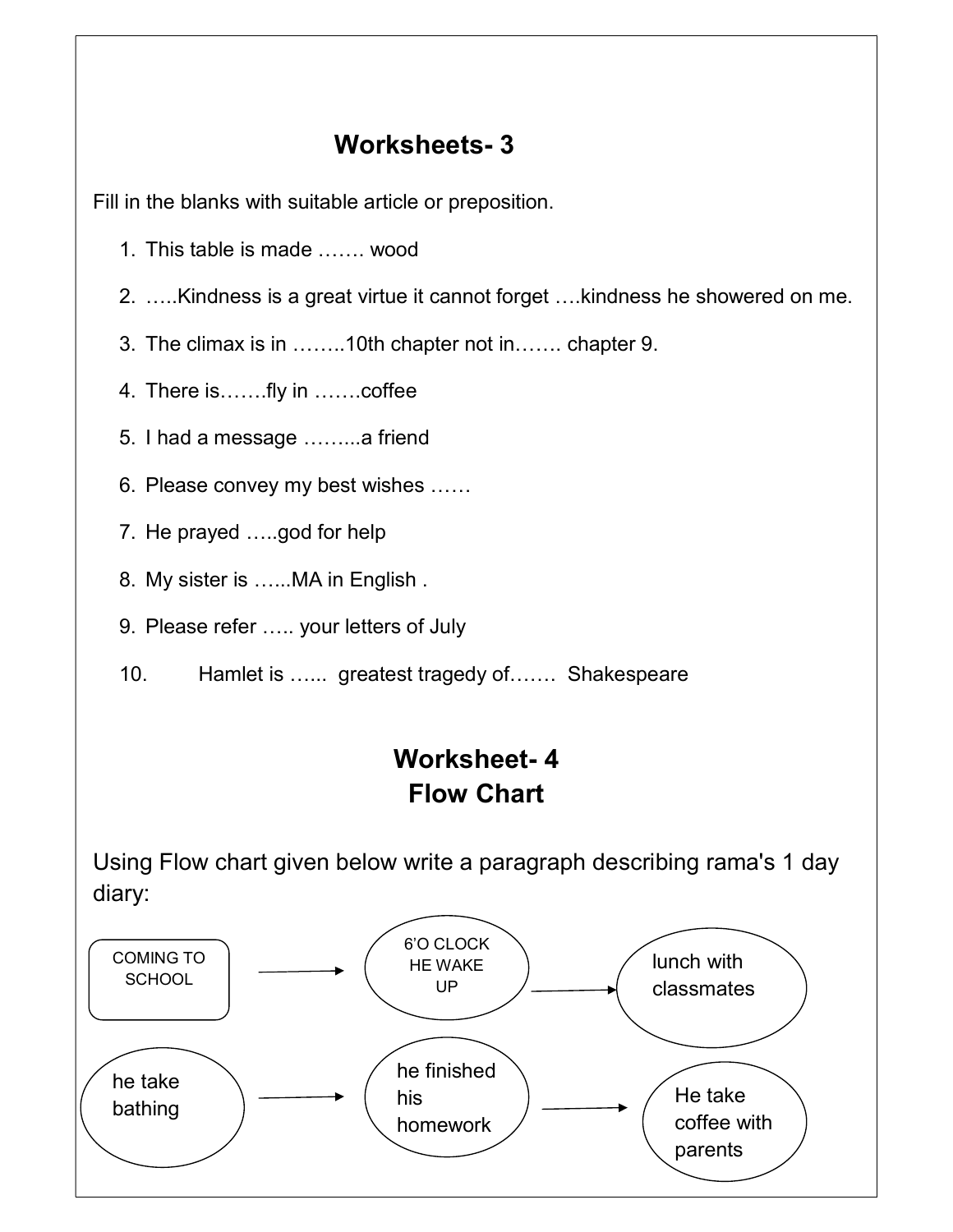## Worksheets- 3

Fill in the blanks with suitable article or preposition.

1. This table is made ……. wood
2. …..Kindness is a great virtue it cannot forget ….kindness he showered on me.
3. The climax is in ……..10th chapter not in……. chapter 9.
4. There is…….fly in …….coffee
5. I had a message ……...a friend
6. Please convey my best wishes ……
7. He prayed …..god for help
8. My sister is …...MA in English .
9. Please refer ….. your letters of July
10. Hamlet is …... greatest tragedy of……. Shakespeare

## Worksheet- 4
## Flow Chart

Using Flow chart given below write a paragraph describing rama's 1 day diary:

COMING TO SCHOOL → 6'O CLOCK HE WAKE UP → lunch with classmates

he take bathing → he finished his homework → He take coffee with parents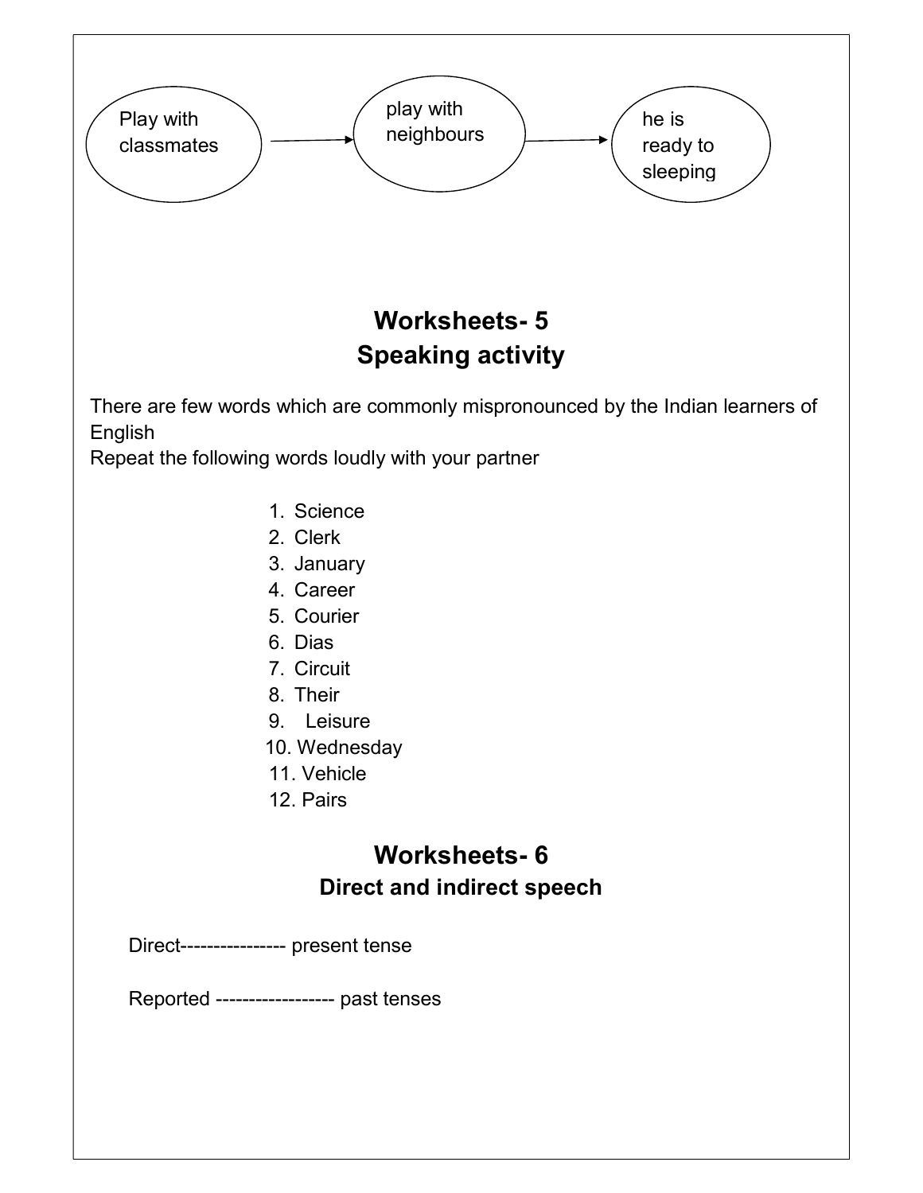Play with classmates → play with neighbours → he is ready to sleeping

## Worksheets- 5
## Speaking activity

There are few words which are commonly mispronounced by the Indian learners of English
Repeat the following words loudly with your partner

1. Science
2. Clerk
3. January
4. Career
5. Courier
6. Dias
7. Circuit
8. Their
9. Leisure
10. Wednesday
11. Vehicle
12. Pairs

## Worksheets- 6
### Direct and indirect speech

Direct---------------- present tense

Reported ------------------ past tenses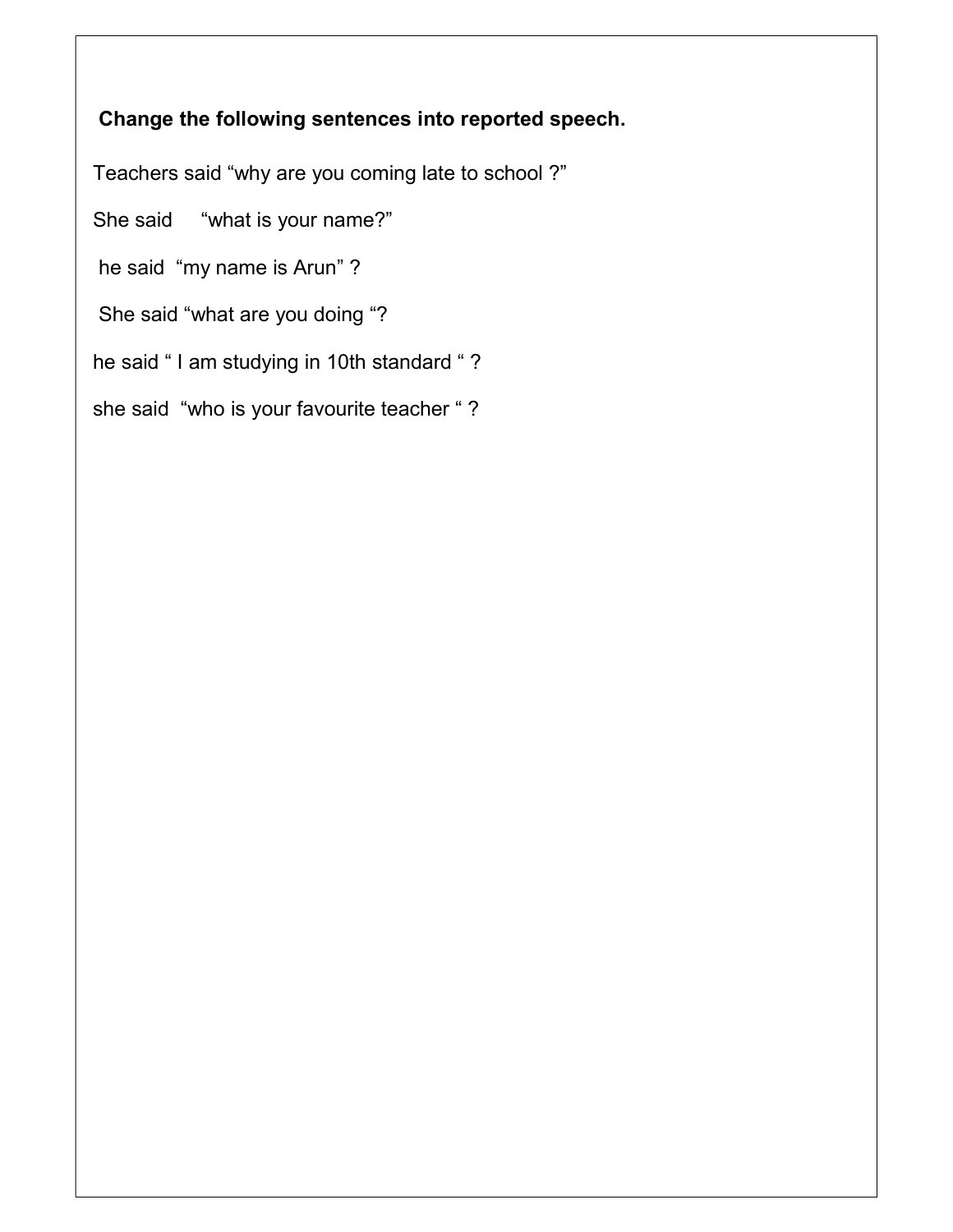**Change the following sentences into reported speech.**

Teachers said “why are you coming late to school ?”

She said “what is your name?”

he said “my name is Arun” ?

She said “what are you doing “?

he said “ I am studying in 10th standard “ ?

she said “who is your favourite teacher “ ?